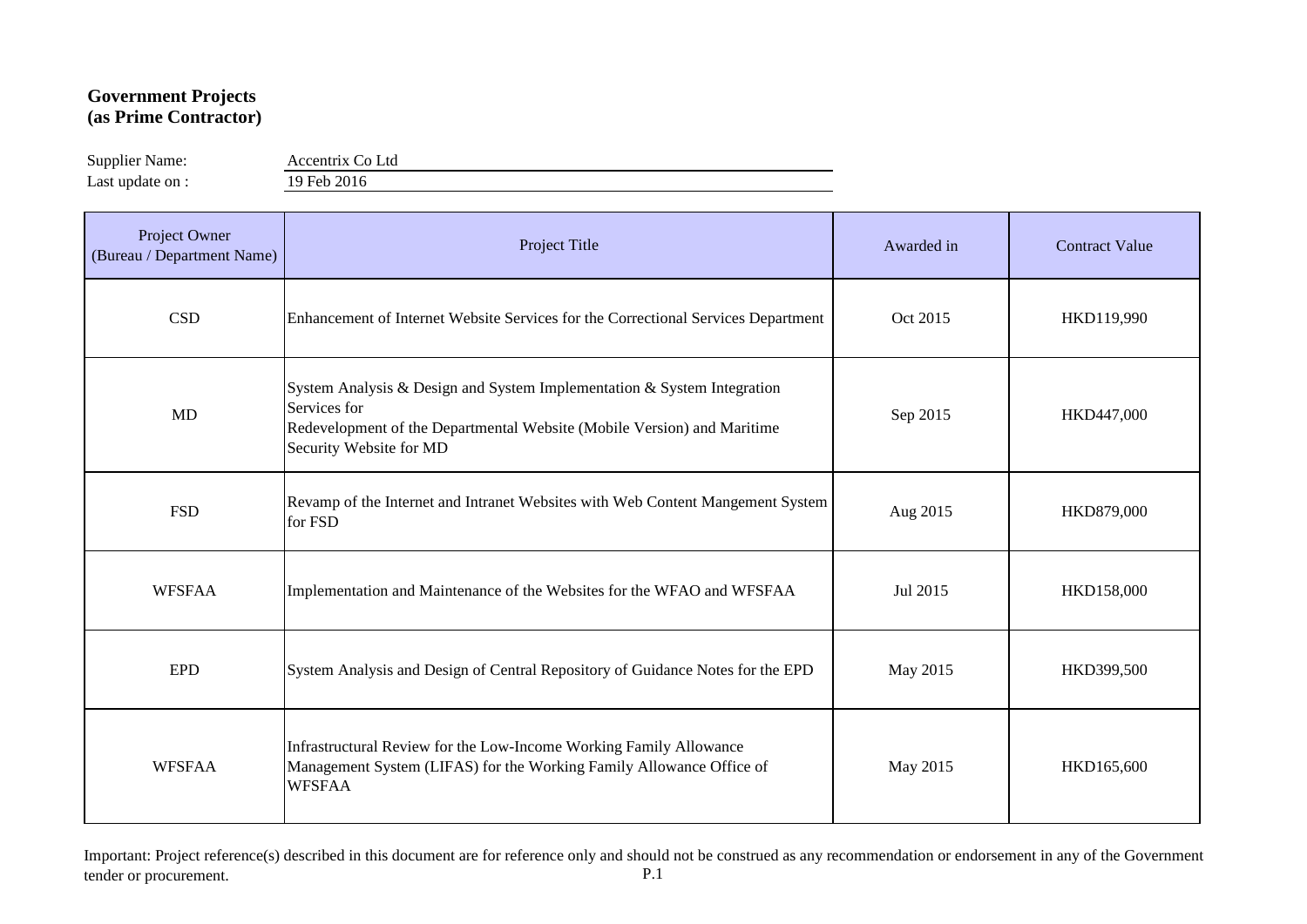# Government Projects (as Prime Contractor)

Supplier Name: Accentrix Co Ltd

Last update on : 19 Feb 2016

| Project Owner (Bureau / Department Name) | Project Title | Awarded in | Contract Value |
|---|---|---|---|
| CSD | Enhancement of Internet Website Services for the Correctional Services Department | Oct 2015 | HKD119,990 |
| MD | System Analysis & Design and System Implementation & System Integration Services for Redevelopment of the Departmental Website (Mobile Version) and Maritime Security Website for MD | Sep 2015 | HKD447,000 |
| FSD | Revamp of the Internet and Intranet Websites with Web Content Mangement System for FSD | Aug 2015 | HKD879,000 |
| WFSFAA | Implementation and Maintenance of the Websites for the WFAO and WFSFAA | Jul 2015 | HKD158,000 |
| EPD | System Analysis and Design of Central Repository of Guidance Notes for the EPD | May 2015 | HKD399,500 |
| WFSFAA | Infrastructural Review for the Low-Income Working Family Allowance Management System (LIFAS) for the Working Family Allowance Office of WFSFAA | May 2015 | HKD165,600 |

Important: Project reference(s) described in this document are for reference only and should not be construed as any recommendation or endorsement in any of the Government tender or procurement.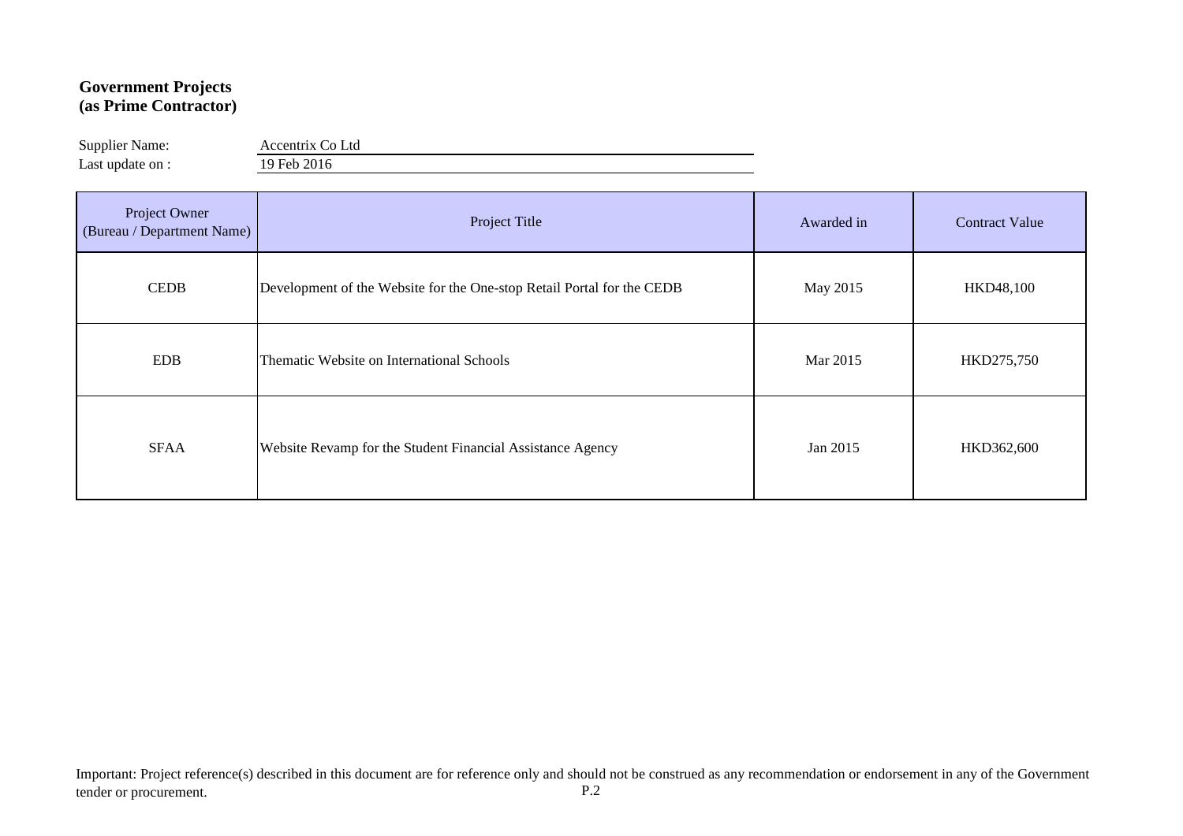**Government Projects**
**(as Prime Contractor)**

Supplier Name: Accentrix Co Ltd
Last update on : 19 Feb 2016

| Project Owner (Bureau / Department Name) | Project Title | Awarded in | Contract Value |
|---|---|---|---|
| CEDB | Development of the Website for the One-stop Retail Portal for the CEDB | May 2015 | HKD48,100 |
| EDB | Thematic Website on International Schools | Mar 2015 | HKD275,750 |
| SFAA | Website Revamp for the Student Financial Assistance Agency | Jan 2015 | HKD362,600 |

Important: Project reference(s) described in this document are for reference only and should not be construed as any recommendation or endorsement in any of the Government tender or procurement.